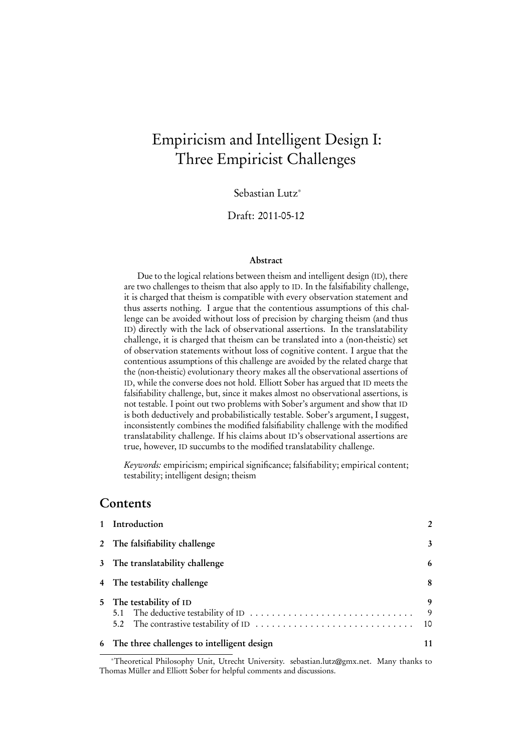# Empiricism and Intelligent Design I: Three Empiricist Challenges

Sebastian Lutz*

Draft: 2011-05-12

### Abstract

Due to the logical relations between theism and intelligent design (ID), there are two challenges to theism that also apply to ID. In the falsifiability challenge, it is charged that theism is compatible with every observation statement and thus asserts nothing. I argue that the contentious assumptions of this challenge can be avoided without loss of precision by charging theism (and thus ID) directly with the lack of observational assertions. In the translatability challenge, it is charged that theism can be translated into a (non-theistic) set of observation statements without loss of cognitive content. I argue that the contentious assumptions of this challenge are avoided by the related charge that the (non-theistic) evolutionary theory makes all the observational assertions of ID, while the converse does not hold. Elliott Sober has argued that ID meets the falsifiability challenge, but, since it makes almost no observational assertions, is not testable. I point out two problems with Sober's argument and show that ID is both deductively and probabilistically testable. Sober's argument, I suggest, inconsistently combines the modified falsifiability challenge with the modified translatability challenge. If his claims about ID's observational assertions are true, however, ID succumbs to the modified translatability challenge.

*Keywords:* empiricism; empirical significance; falsifiability; empirical content; testability; intelligent design; theism

## Contents

| | | |
|---|---|---|
| 1 | Introduction | 2 |
| 2 | The falsifiability challenge | 3 |
| 3 | The translatability challenge | 6 |
| 4 | The testability challenge | 8 |
| 5 | The testability of ID | 9 |
| | 5.1 The deductive testability of ID | 9 |
| | 5.2 The contrastive testability of ID | 10 |
| 6 | The three challenges to intelligent design | 11 |

*Theoretical Philosophy Unit, Utrecht University. sebastian.lutz@gmx.net. Many thanks to Thomas Müller and Elliott Sober for helpful comments and discussions.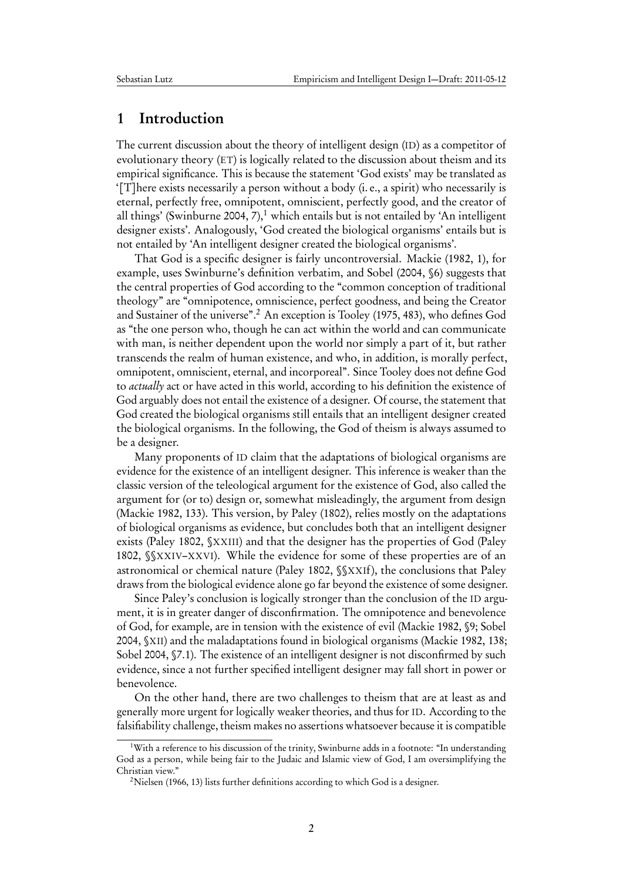# 1 Introduction

The current discussion about the theory of intelligent design (ID) as a competitor of evolutionary theory (ET) is logically related to the discussion about theism and its empirical significance. This is because the statement 'God exists' may be translated as '[T]here exists necessarily a person without a body (i. e., a spirit) who necessarily is eternal, perfectly free, omnipotent, omniscient, perfectly good, and the creator of all things' (Swinburne 2004, 7),[1] which entails but is not entailed by 'An intelligent designer exists'. Analogously, 'God created the biological organisms' entails but is not entailed by 'An intelligent designer created the biological organisms'.

That God is a specific designer is fairly uncontroversial. Mackie (1982, 1), for example, uses Swinburne's definition verbatim, and Sobel (2004, §6) suggests that the central properties of God according to the "common conception of traditional theology" are "omnipotence, omniscience, perfect goodness, and being the Creator and Sustainer of the universe".[2] An exception is Tooley (1975, 483), who defines God as "the one person who, though he can act within the world and can communicate with man, is neither dependent upon the world nor simply a part of it, but rather transcends the realm of human existence, and who, in addition, is morally perfect, omnipotent, omniscient, eternal, and incorporeal". Since Tooley does not define God to *actually* act or have acted in this world, according to his definition the existence of God arguably does not entail the existence of a designer. Of course, the statement that God created the biological organisms still entails that an intelligent designer created the biological organisms. In the following, the God of theism is always assumed to be a designer.

Many proponents of ID claim that the adaptations of biological organisms are evidence for the existence of an intelligent designer. This inference is weaker than the classic version of the teleological argument for the existence of God, also called the argument for (or to) design or, somewhat misleadingly, the argument from design (Mackie 1982, 133). This version, by Paley (1802), relies mostly on the adaptations of biological organisms as evidence, but concludes both that an intelligent designer exists (Paley 1802, §XXIII) and that the designer has the properties of God (Paley 1802, §§XXIV–XXVI). While the evidence for some of these properties are of an astronomical or chemical nature (Paley 1802, §§XXIf), the conclusions that Paley draws from the biological evidence alone go far beyond the existence of some designer.

Since Paley's conclusion is logically stronger than the conclusion of the ID argument, it is in greater danger of disconfirmation. The omnipotence and benevolence of God, for example, are in tension with the existence of evil (Mackie 1982, §9; Sobel 2004, §XII) and the maladaptations found in biological organisms (Mackie 1982, 138; Sobel 2004, §7.1). The existence of an intelligent designer is not disconfirmed by such evidence, since a not further specified intelligent designer may fall short in power or benevolence.

On the other hand, there are two challenges to theism that are at least as and generally more urgent for logically weaker theories, and thus for ID. According to the falsifiability challenge, theism makes no assertions whatsoever because it is compatible

[1] With a reference to his discussion of the trinity, Swinburne adds in a footnote: "In understanding God as a person, while being fair to the Judaic and Islamic view of God, I am oversimplifying the Christian view."

[2] Nielsen (1966, 13) lists further definitions according to which God is a designer.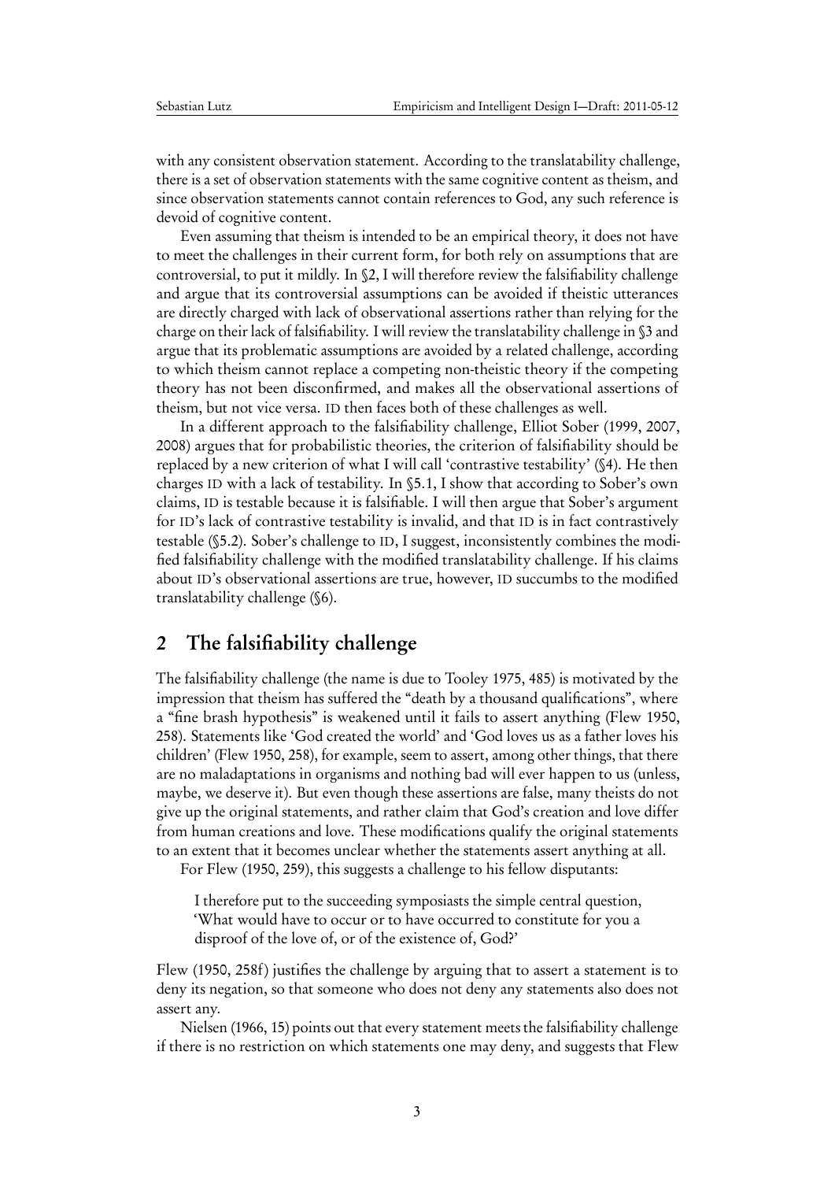with any consistent observation statement. According to the translatability challenge, there is a set of observation statements with the same cognitive content as theism, and since observation statements cannot contain references to God, any such reference is devoid of cognitive content.

Even assuming that theism is intended to be an empirical theory, it does not have to meet the challenges in their current form, for both rely on assumptions that are controversial, to put it mildly. In §2, I will therefore review the falsifiability challenge and argue that its controversial assumptions can be avoided if theistic utterances are directly charged with lack of observational assertions rather than relying for the charge on their lack of falsifiability. I will review the translatability challenge in §3 and argue that its problematic assumptions are avoided by a related challenge, according to which theism cannot replace a competing non-theistic theory if the competing theory has not been disconfirmed, and makes all the observational assertions of theism, but not vice versa. ID then faces both of these challenges as well.

In a different approach to the falsifiability challenge, Elliot Sober (1999, 2007, 2008) argues that for probabilistic theories, the criterion of falsifiability should be replaced by a new criterion of what I will call 'contrastive testability' (§4). He then charges ID with a lack of testability. In §5.1, I show that according to Sober's own claims, ID is testable because it is falsifiable. I will then argue that Sober's argument for ID's lack of contrastive testability is invalid, and that ID is in fact contrastively testable (§5.2). Sober's challenge to ID, I suggest, inconsistently combines the modified falsifiability challenge with the modified translatability challenge. If his claims about ID's observational assertions are true, however, ID succumbs to the modified translatability challenge (§6).

## 2 The falsifiability challenge

The falsifiability challenge (the name is due to Tooley 1975, 485) is motivated by the impression that theism has suffered the "death by a thousand qualifications", where a "fine brash hypothesis" is weakened until it fails to assert anything (Flew 1950, 258). Statements like 'God created the world' and 'God loves us as a father loves his children' (Flew 1950, 258), for example, seem to assert, among other things, that there are no maladaptations in organisms and nothing bad will ever happen to us (unless, maybe, we deserve it). But even though these assertions are false, many theists do not give up the original statements, and rather claim that God's creation and love differ from human creations and love. These modifications qualify the original statements to an extent that it becomes unclear whether the statements assert anything at all.

For Flew (1950, 259), this suggests a challenge to his fellow disputants:

> I therefore put to the succeeding symposiasts the simple central question, 'What would have to occur or to have occurred to constitute for you a disproof of the love of, or of the existence of, God?'

Flew (1950, 258f) justifies the challenge by arguing that to assert a statement is to deny its negation, so that someone who does not deny any statements also does not assert any.

Nielsen (1966, 15) points out that every statement meets the falsifiability challenge if there is no restriction on which statements one may deny, and suggests that Flew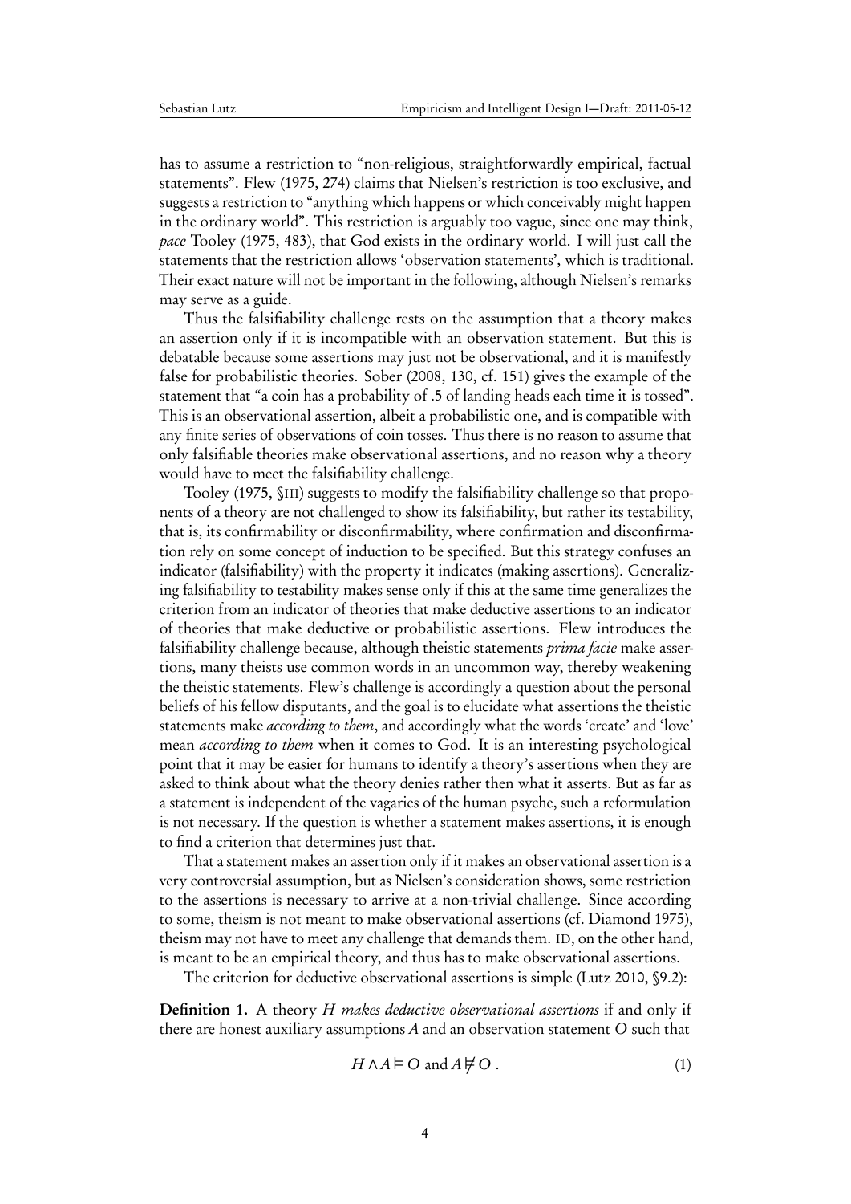has to assume a restriction to "non-religious, straightforwardly empirical, factual statements". Flew (1975, 274) claims that Nielsen's restriction is too exclusive, and suggests a restriction to "anything which happens or which conceivably might happen in the ordinary world". This restriction is arguably too vague, since one may think, *pace* Tooley (1975, 483), that God exists in the ordinary world. I will just call the statements that the restriction allows 'observation statements', which is traditional. Their exact nature will not be important in the following, although Nielsen's remarks may serve as a guide.

Thus the falsifiability challenge rests on the assumption that a theory makes an assertion only if it is incompatible with an observation statement. But this is debatable because some assertions may just not be observational, and it is manifestly false for probabilistic theories. Sober (2008, 130, cf. 151) gives the example of the statement that "a coin has a probability of .5 of landing heads each time it is tossed". This is an observational assertion, albeit a probabilistic one, and is compatible with any finite series of observations of coin tosses. Thus there is no reason to assume that only falsifiable theories make observational assertions, and no reason why a theory would have to meet the falsifiability challenge.

Tooley (1975, §III) suggests to modify the falsifiability challenge so that proponents of a theory are not challenged to show its falsifiability, but rather its testability, that is, its confirmability or disconfirmability, where confirmation and disconfirmation rely on some concept of induction to be specified. But this strategy confuses an indicator (falsifiability) with the property it indicates (making assertions). Generalizing falsifiability to testability makes sense only if this at the same time generalizes the criterion from an indicator of theories that make deductive assertions to an indicator of theories that make deductive or probabilistic assertions. Flew introduces the falsifiability challenge because, although theistic statements *prima facie* make assertions, many theists use common words in an uncommon way, thereby weakening the theistic statements. Flew's challenge is accordingly a question about the personal beliefs of his fellow disputants, and the goal is to elucidate what assertions the theistic statements make *according to them*, and accordingly what the words 'create' and 'love' mean *according to them* when it comes to God. It is an interesting psychological point that it may be easier for humans to identify a theory's assertions when they are asked to think about what the theory denies rather then what it asserts. But as far as a statement is independent of the vagaries of the human psyche, such a reformulation is not necessary. If the question is whether a statement makes assertions, it is enough to find a criterion that determines just that.

That a statement makes an assertion only if it makes an observational assertion is a very controversial assumption, but as Nielsen's consideration shows, some restriction to the assertions is necessary to arrive at a non-trivial challenge. Since according to some, theism is not meant to make observational assertions (cf. Diamond 1975), theism may not have to meet any challenge that demands them. ID, on the other hand, is meant to be an empirical theory, and thus has to make observational assertions.

The criterion for deductive observational assertions is simple (Lutz 2010, §9.2):

**Definition 1.** A theory $H$ *makes deductive observational assertions* if and only if there are honest auxiliary assumptions $A$ and an observation statement $O$ such that

$$H \wedge A \vDash O \text{ and } A \nvDash O \, . \tag{1}$$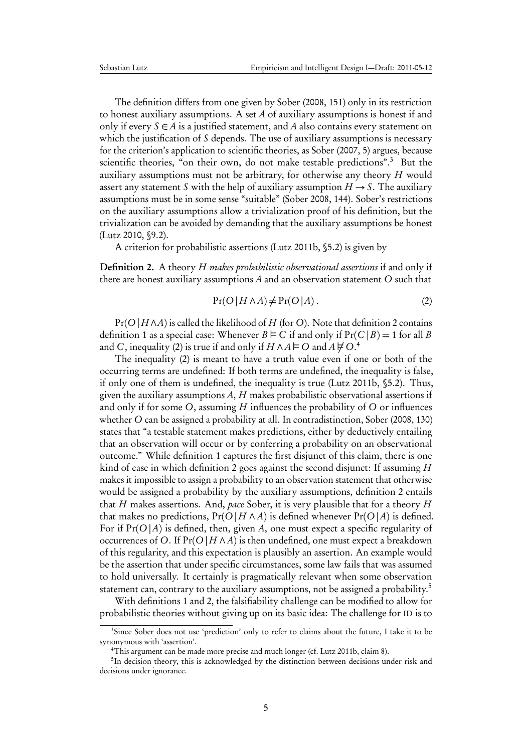The definition differs from one given by Sober (2008, 151) only in its restriction to honest auxiliary assumptions. A set $A$ of auxiliary assumptions is honest if and only if every $S \in A$ is a justified statement, and $A$ also contains every statement on which the justification of $S$ depends. The use of auxiliary assumptions is necessary for the criterion's application to scientific theories, as Sober (2007, 5) argues, because scientific theories, "on their own, do not make testable predictions".[3] But the auxiliary assumptions must not be arbitrary, for otherwise any theory $H$ would assert any statement $S$ with the help of auxiliary assumption $H \rightarrow S$. The auxiliary assumptions must be in some sense "suitable" (Sober 2008, 144). Sober's restrictions on the auxiliary assumptions allow a trivialization proof of his definition, but the trivialization can be avoided by demanding that the auxiliary assumptions be honest (Lutz 2010, §9.2).

A criterion for probabilistic assertions (Lutz 2011b, §5.2) is given by

**Definition 2.** A theory $H$ *makes probabilistic observational assertions* if and only if there are honest auxiliary assumptions $A$ and an observation statement $O$ such that

$$\Pr(O \mid H \wedge A) \neq \Pr(O \mid A) . \tag{2}$$

$\Pr(O \mid H \wedge A)$ is called the likelihood of $H$ (for $O$). Note that definition 2 contains definition 1 as a special case: Whenever $B \vDash C$ if and only if $\Pr(C \mid B) = 1$ for all $B$ and $C$, inequality (2) is true if and only if $H \wedge A \vDash O$ and $A \nvDash O$.[4]

The inequality (2) is meant to have a truth value even if one or both of the occurring terms are undefined: If both terms are undefined, the inequality is false, if only one of them is undefined, the inequality is true (Lutz 2011b, §5.2). Thus, given the auxiliary assumptions $A$, $H$ makes probabilistic observational assertions if and only if for some $O$, assuming $H$ influences the probability of $O$ or influences whether $O$ can be assigned a probability at all. In contradistinction, Sober (2008, 130) states that "a testable statement makes predictions, either by deductively entailing that an observation will occur or by conferring a probability on an observational outcome." While definition 1 captures the first disjunct of this claim, there is one kind of case in which definition 2 goes against the second disjunct: If assuming $H$ makes it impossible to assign a probability to an observation statement that otherwise would be assigned a probability by the auxiliary assumptions, definition 2 entails that $H$ makes assertions. And, *pace* Sober, it is very plausible that for a theory $H$ that makes no predictions, $\Pr(O \mid H \wedge A)$ is defined whenever $\Pr(O \mid A)$ is defined. For if $\Pr(O \mid A)$ is defined, then, given $A$, one must expect a specific regularity of occurrences of $O$. If $\Pr(O \mid H \wedge A)$ is then undefined, one must expect a breakdown of this regularity, and this expectation is plausibly an assertion. An example would be the assertion that under specific circumstances, some law fails that was assumed to hold universally. It certainly is pragmatically relevant when some observation statement can, contrary to the auxiliary assumptions, not be assigned a probability.[5]

With definitions 1 and 2, the falsifiability challenge can be modified to allow for probabilistic theories without giving up on its basic idea: The challenge for ID is to

[3] Since Sober does not use 'prediction' only to refer to claims about the future, I take it to be synonymous with 'assertion'.

[4] This argument can be made more precise and much longer (cf. Lutz 2011b, claim 8).

[5] In decision theory, this is acknowledged by the distinction between decisions under risk and decisions under ignorance.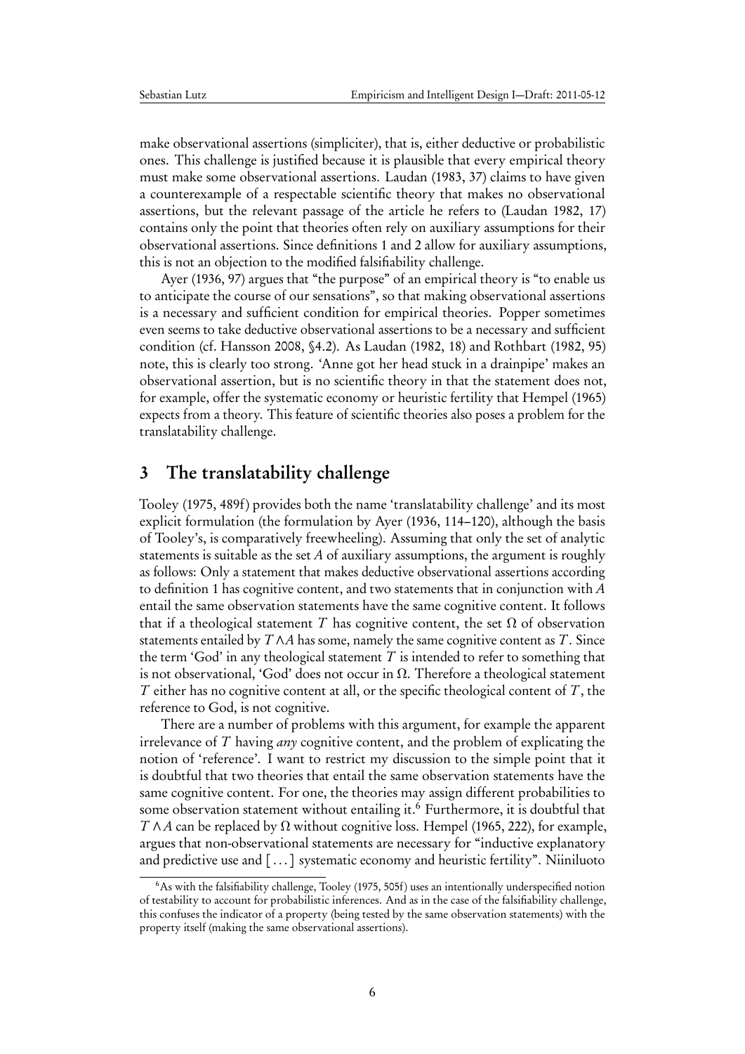make observational assertions (simpliciter), that is, either deductive or probabilistic ones. This challenge is justified because it is plausible that every empirical theory must make some observational assertions. Laudan (1983, 37) claims to have given a counterexample of a respectable scientific theory that makes no observational assertions, but the relevant passage of the article he refers to (Laudan 1982, 17) contains only the point that theories often rely on auxiliary assumptions for their observational assertions. Since definitions 1 and 2 allow for auxiliary assumptions, this is not an objection to the modified falsifiability challenge.

Ayer (1936, 97) argues that "the purpose" of an empirical theory is "to enable us to anticipate the course of our sensations", so that making observational assertions is a necessary and sufficient condition for empirical theories. Popper sometimes even seems to take deductive observational assertions to be a necessary and sufficient condition (cf. Hansson 2008, §4.2). As Laudan (1982, 18) and Rothbart (1982, 95) note, this is clearly too strong. 'Anne got her head stuck in a drainpipe' makes an observational assertion, but is no scientific theory in that the statement does not, for example, offer the systematic economy or heuristic fertility that Hempel (1965) expects from a theory. This feature of scientific theories also poses a problem for the translatability challenge.

## 3 The translatability challenge

Tooley (1975, 489f) provides both the name 'translatability challenge' and its most explicit formulation (the formulation by Ayer (1936, 114–120), although the basis of Tooley's, is comparatively freewheeling). Assuming that only the set of analytic statements is suitable as the set $A$ of auxiliary assumptions, the argument is roughly as follows: Only a statement that makes deductive observational assertions according to definition 1 has cognitive content, and two statements that in conjunction with $A$ entail the same observation statements have the same cognitive content. It follows that if a theological statement $T$ has cognitive content, the set $\Omega$ of observation statements entailed by $T \wedge A$ has some, namely the same cognitive content as $T$. Since the term 'God' in any theological statement $T$ is intended to refer to something that is not observational, 'God' does not occur in $\Omega$. Therefore a theological statement $T$ either has no cognitive content at all, or the specific theological content of $T$, the reference to God, is not cognitive.

There are a number of problems with this argument, for example the apparent irrelevance of $T$ having *any* cognitive content, and the problem of explicating the notion of 'reference'. I want to restrict my discussion to the simple point that it is doubtful that two theories that entail the same observation statements have the same cognitive content. For one, the theories may assign different probabilities to some observation statement without entailing it.[6] Furthermore, it is doubtful that $T \wedge A$ can be replaced by $\Omega$ without cognitive loss. Hempel (1965, 222), for example, argues that non-observational statements are necessary for "inductive explanatory and predictive use and [ . . . ] systematic economy and heuristic fertility". Niiniluoto

[6] As with the falsifiability challenge, Tooley (1975, 505f) uses an intentionally underspecified notion of testability to account for probabilistic inferences. And as in the case of the falsifiability challenge, this confuses the indicator of a property (being tested by the same observation statements) with the property itself (making the same observational assertions).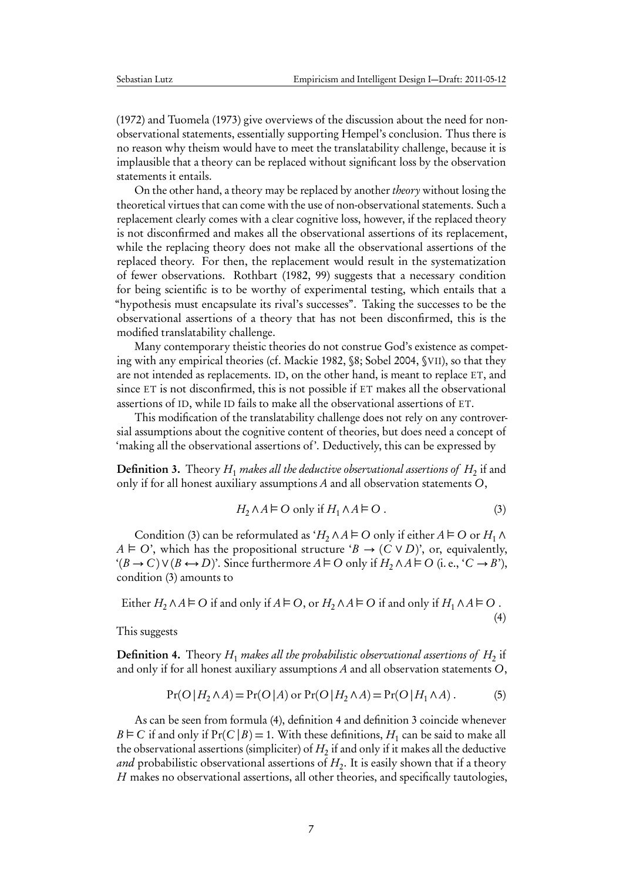(1972) and Tuomela (1973) give overviews of the discussion about the need for non-observational statements, essentially supporting Hempel's conclusion. Thus there is no reason why theism would have to meet the translatability challenge, because it is implausible that a theory can be replaced without significant loss by the observation statements it entails.

On the other hand, a theory may be replaced by another *theory* without losing the theoretical virtues that can come with the use of non-observational statements. Such a replacement clearly comes with a clear cognitive loss, however, if the replaced theory is not disconfirmed and makes all the observational assertions of its replacement, while the replacing theory does not make all the observational assertions of the replaced theory. For then, the replacement would result in the systematization of fewer observations. Rothbart (1982, 99) suggests that a necessary condition for being scientific is to be worthy of experimental testing, which entails that a "hypothesis must encapsulate its rival's successes". Taking the successes to be the observational assertions of a theory that has not been disconfirmed, this is the modified translatability challenge.

Many contemporary theistic theories do not construe God's existence as competing with any empirical theories (cf. Mackie 1982, §8; Sobel 2004, §VII), so that they are not intended as replacements. ID, on the other hand, is meant to replace ET, and since ET is not disconfirmed, this is not possible if ET makes all the observational assertions of ID, while ID fails to make all the observational assertions of ET.

This modification of the translatability challenge does not rely on any controversial assumptions about the cognitive content of theories, but does need a concept of 'making all the observational assertions of'. Deductively, this can be expressed by

**Definition 3.** Theory $H_1$ *makes all the deductive observational assertions of* $H_2$ if and only if for all honest auxiliary assumptions $A$ and all observation statements $O$,

$$H_2 \wedge A \vDash O \text{ only if } H_1 \wedge A \vDash O\,. \tag{3}$$

Condition (3) can be reformulated as '$H_2 \wedge A \vDash O$ only if either $A \vDash O$ or $H_1 \wedge A \vDash O$', which has the propositional structure '$B \rightarrow (C \vee D)$', or, equivalently, '$(B \rightarrow C) \vee (B \leftrightarrow D)$'. Since furthermore $A \vDash O$ only if $H_2 \wedge A \vDash O$ (i. e., '$C \rightarrow B$'), condition (3) amounts to

$$\text{Either } H_2 \wedge A \vDash O \text{ if and only if } A \vDash O, \text{ or } H_2 \wedge A \vDash O \text{ if and only if } H_1 \wedge A \vDash O\,. \tag{4}$$

This suggests

**Definition 4.** Theory $H_1$ *makes all the probabilistic observational assertions of* $H_2$ if and only if for all honest auxiliary assumptions $A$ and all observation statements $O$,

$$\Pr(O\,|\,H_2 \wedge A) = \Pr(O\,|\,A) \text{ or } \Pr(O\,|\,H_2 \wedge A) = \Pr(O\,|\,H_1 \wedge A)\,. \tag{5}$$

As can be seen from formula (4), definition 4 and definition 3 coincide whenever $B \vDash C$ if and only if $\Pr(C\,|\,B) = 1$. With these definitions, $H_1$ can be said to make all the observational assertions (simpliciter) of $H_2$ if and only if it makes all the deductive *and* probabilistic observational assertions of $H_2$. It is easily shown that if a theory $H$ makes no observational assertions, all other theories, and specifically tautologies,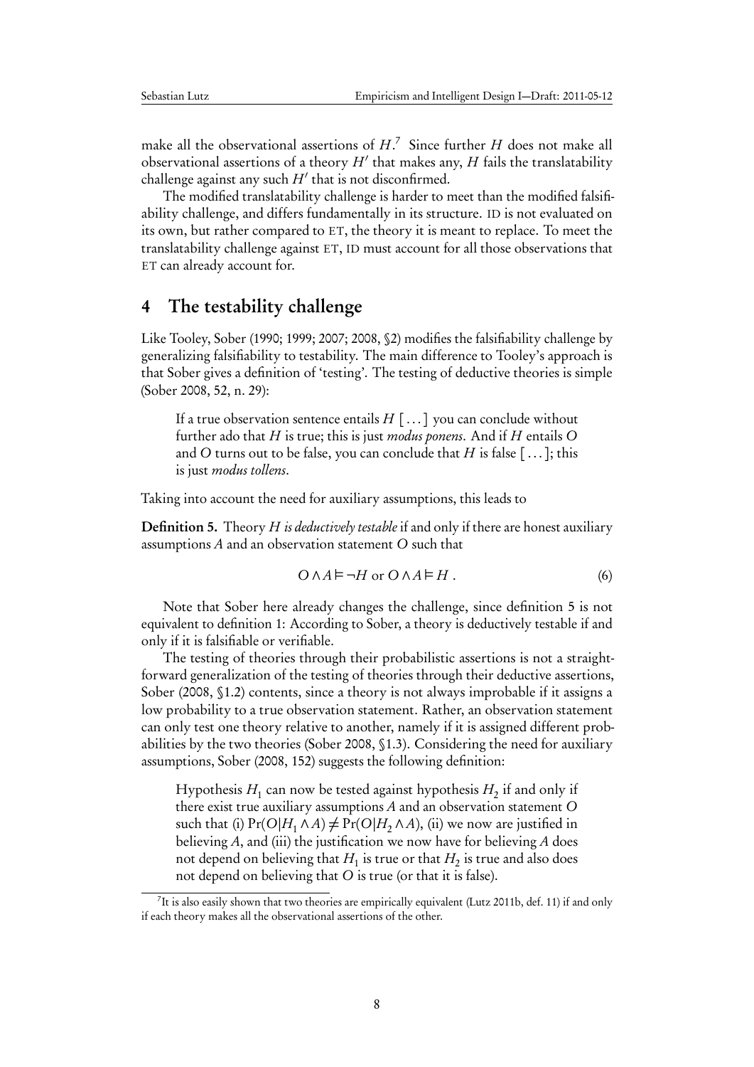make all the observational assertions of $H$.[7] Since further $H$ does not make all observational assertions of a theory $H'$ that makes any, $H$ fails the translatability challenge against any such $H'$ that is not disconfirmed.

The modified translatability challenge is harder to meet than the modified falsifiability challenge, and differs fundamentally in its structure. ID is not evaluated on its own, but rather compared to ET, the theory it is meant to replace. To meet the translatability challenge against ET, ID must account for all those observations that ET can already account for.

## 4 The testability challenge

Like Tooley, Sober (1990; 1999; 2007; 2008, §2) modifies the falsifiability challenge by generalizing falsifiability to testability. The main difference to Tooley's approach is that Sober gives a definition of 'testing'. The testing of deductive theories is simple (Sober 2008, 52, n. 29):

> If a true observation sentence entails $H$ [ . . . ] you can conclude without further ado that $H$ is true; this is just *modus ponens*. And if $H$ entails $O$ and $O$ turns out to be false, you can conclude that $H$ is false [ . . . ]; this is just *modus tollens*.

Taking into account the need for auxiliary assumptions, this leads to

**Definition 5.** Theory $H$ *is deductively testable* if and only if there are honest auxiliary assumptions $A$ and an observation statement $O$ such that

$$O \wedge A \vDash \neg H \text{ or } O \wedge A \vDash H \,. \tag{6}$$

Note that Sober here already changes the challenge, since definition 5 is not equivalent to definition 1: According to Sober, a theory is deductively testable if and only if it is falsifiable or verifiable.

The testing of theories through their probabilistic assertions is not a straightforward generalization of the testing of theories through their deductive assertions, Sober (2008, §1.2) contents, since a theory is not always improbable if it assigns a low probability to a true observation statement. Rather, an observation statement can only test one theory relative to another, namely if it is assigned different probabilities by the two theories (Sober 2008, §1.3). Considering the need for auxiliary assumptions, Sober (2008, 152) suggests the following definition:

> Hypothesis $H_1$ can now be tested against hypothesis $H_2$ if and only if there exist true auxiliary assumptions $A$ and an observation statement $O$ such that (i) $\Pr(O|H_1 \wedge A) \neq \Pr(O|H_2 \wedge A)$, (ii) we now are justified in believing $A$, and (iii) the justification we now have for believing $A$ does not depend on believing that $H_1$ is true or that $H_2$ is true and also does not depend on believing that $O$ is true (or that it is false).

[7] It is also easily shown that two theories are empirically equivalent (Lutz 2011b, def. 11) if and only if each theory makes all the observational assertions of the other.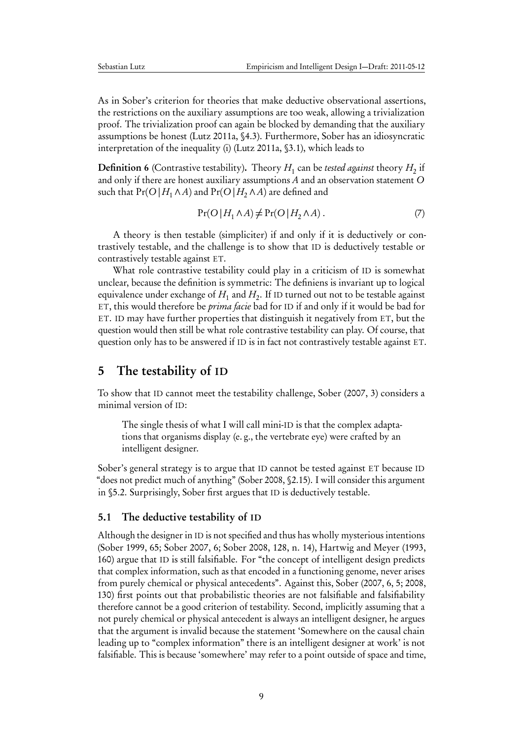As in Sober's criterion for theories that make deductive observational assertions, the restrictions on the auxiliary assumptions are too weak, allowing a trivialization proof. The trivialization proof can again be blocked by demanding that the auxiliary assumptions be honest (Lutz 2011a, §4.3). Furthermore, Sober has an idiosyncratic interpretation of the inequality (i) (Lutz 2011a, §3.1), which leads to

**Definition 6** (Contrastive testability)**.** Theory $H_1$ can be *tested against* theory $H_2$ if and only if there are honest auxiliary assumptions $A$ and an observation statement $O$ such that $\Pr(O|H_1 \wedge A)$ and $\Pr(O|H_2 \wedge A)$ are defined and

$$\Pr(O|H_1 \wedge A) \neq \Pr(O|H_2 \wedge A) . \tag{7}$$

A theory is then testable (simpliciter) if and only if it is deductively or contrastively testable, and the challenge is to show that ID is deductively testable or contrastively testable against ET.

What role contrastive testability could play in a criticism of ID is somewhat unclear, because the definition is symmetric: The definiens is invariant up to logical equivalence under exchange of $H_1$ and $H_2$. If ID turned out not to be testable against ET, this would therefore be *prima facie* bad for ID if and only if it would be bad for ET. ID may have further properties that distinguish it negatively from ET, but the question would then still be what role contrastive testability can play. Of course, that question only has to be answered if ID is in fact not contrastively testable against ET.

## 5 The testability of ID

To show that ID cannot meet the testability challenge, Sober (2007, 3) considers a minimal version of ID:

> The single thesis of what I will call mini-ID is that the complex adaptations that organisms display (e. g., the vertebrate eye) were crafted by an intelligent designer.

Sober's general strategy is to argue that ID cannot be tested against ET because ID "does not predict much of anything" (Sober 2008, §2.15). I will consider this argument in §5.2. Surprisingly, Sober first argues that ID is deductively testable.

### 5.1 The deductive testability of ID

Although the designer in ID is not specified and thus has wholly mysterious intentions (Sober 1999, 65; Sober 2007, 6; Sober 2008, 128, n. 14), Hartwig and Meyer (1993, 160) argue that ID is still falsifiable. For "the concept of intelligent design predicts that complex information, such as that encoded in a functioning genome, never arises from purely chemical or physical antecedents". Against this, Sober (2007, 6, 5; 2008, 130) first points out that probabilistic theories are not falsifiable and falsifiability therefore cannot be a good criterion of testability. Second, implicitly assuming that a not purely chemical or physical antecedent is always an intelligent designer, he argues that the argument is invalid because the statement 'Somewhere on the causal chain leading up to "complex information" there is an intelligent designer at work' is not falsifiable. This is because 'somewhere' may refer to a point outside of space and time,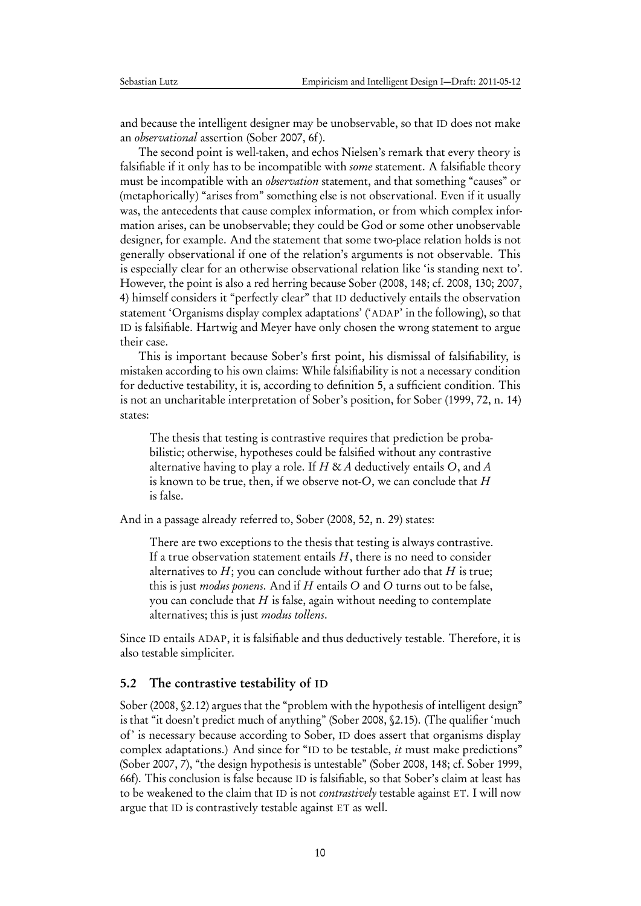and because the intelligent designer may be unobservable, so that ID does not make an *observational* assertion (Sober 2007, 6f).

The second point is well-taken, and echos Nielsen's remark that every theory is falsifiable if it only has to be incompatible with *some* statement. A falsifiable theory must be incompatible with an *observation* statement, and that something "causes" or (metaphorically) "arises from" something else is not observational. Even if it usually was, the antecedents that cause complex information, or from which complex information arises, can be unobservable; they could be God or some other unobservable designer, for example. And the statement that some two-place relation holds is not generally observational if one of the relation's arguments is not observable. This is especially clear for an otherwise observational relation like 'is standing next to'. However, the point is also a red herring because Sober (2008, 148; cf. 2008, 130; 2007, 4) himself considers it "perfectly clear" that ID deductively entails the observation statement 'Organisms display complex adaptations' ('ADAP' in the following), so that ID is falsifiable. Hartwig and Meyer have only chosen the wrong statement to argue their case.

This is important because Sober's first point, his dismissal of falsifiability, is mistaken according to his own claims: While falsifiability is not a necessary condition for deductive testability, it is, according to definition 5, a sufficient condition. This is not an uncharitable interpretation of Sober's position, for Sober (1999, 72, n. 14) states:

> The thesis that testing is contrastive requires that prediction be probabilistic; otherwise, hypotheses could be falsified without any contrastive alternative having to play a role. If $H$ & $A$ deductively entails $O$, and $A$ is known to be true, then, if we observe not-$O$, we can conclude that $H$ is false.

And in a passage already referred to, Sober (2008, 52, n. 29) states:

> There are two exceptions to the thesis that testing is always contrastive. If a true observation statement entails $H$, there is no need to consider alternatives to $H$; you can conclude without further ado that $H$ is true; this is just *modus ponens*. And if $H$ entails $O$ and $O$ turns out to be false, you can conclude that $H$ is false, again without needing to contemplate alternatives; this is just *modus tollens*.

Since ID entails ADAP, it is falsifiable and thus deductively testable. Therefore, it is also testable simpliciter.

## 5.2 The contrastive testability of ID

Sober (2008, §2.12) argues that the "problem with the hypothesis of intelligent design" is that "it doesn't predict much of anything" (Sober 2008, §2.15). (The qualifier 'much of' is necessary because according to Sober, ID does assert that organisms display complex adaptations.) And since for "ID to be testable, *it* must make predictions" (Sober 2007, 7), "the design hypothesis is untestable" (Sober 2008, 148; cf. Sober 1999, 66f). This conclusion is false because ID is falsifiable, so that Sober's claim at least has to be weakened to the claim that ID is not *contrastively* testable against ET. I will now argue that ID is contrastively testable against ET as well.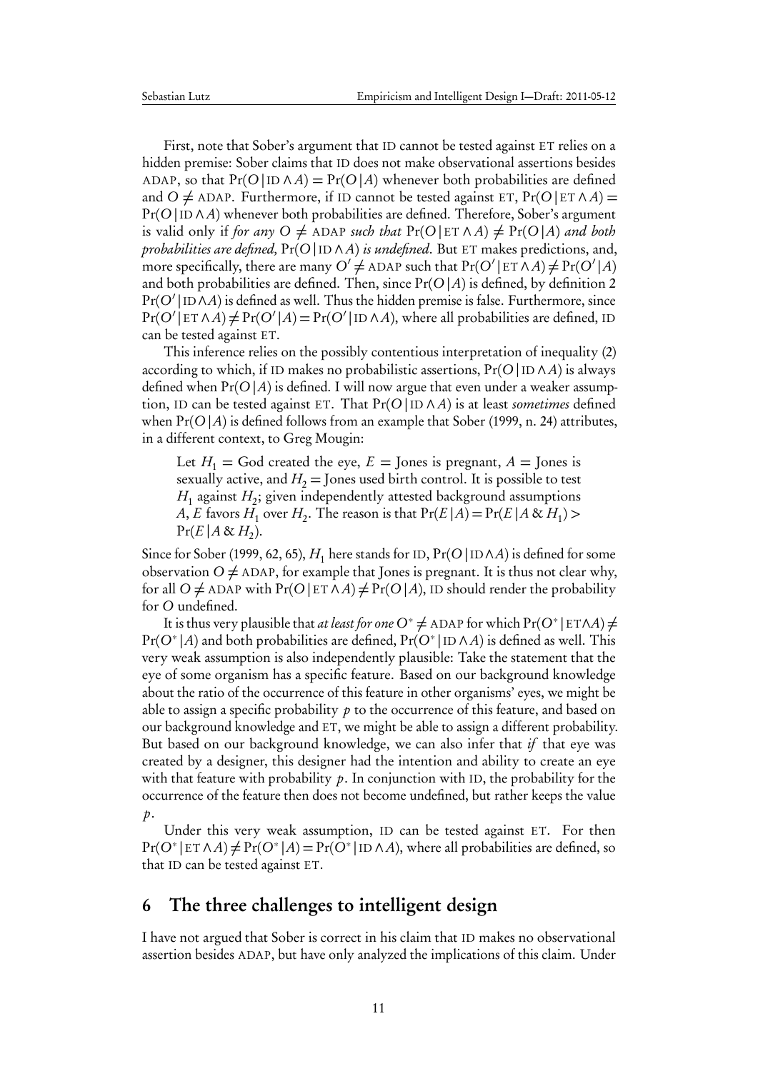First, note that Sober's argument that ID cannot be tested against ET relies on a hidden premise: Sober claims that ID does not make observational assertions besides ADAP, so that $\Pr(O\,|\,\text{ID} \wedge A) = \Pr(O\,|\,A)$ whenever both probabilities are defined and $O \neq \text{ADAP}$. Furthermore, if ID cannot be tested against ET, $\Pr(O\,|\,\text{ET} \wedge A) = \Pr(O\,|\,\text{ID} \wedge A)$ whenever both probabilities are defined. Therefore, Sober's argument is valid only if *for any* $O \neq \text{ADAP}$ *such that* $\Pr(O\,|\,\text{ET} \wedge A) \neq \Pr(O\,|\,A)$ *and both probabilities are defined,* $\Pr(O\,|\,\text{ID} \wedge A)$ *is undefined.* But ET makes predictions, and, more specifically, there are many $O' \neq \text{ADAP}$ such that $\Pr(O'\,|\,\text{ET} \wedge A) \neq \Pr(O'\,|\,A)$ and both probabilities are defined. Then, since $\Pr(O\,|\,A)$ is defined, by definition 2 $\Pr(O'\,|\,\text{ID} \wedge A)$ is defined as well. Thus the hidden premise is false. Furthermore, since $\Pr(O'\,|\,\text{ET} \wedge A) \neq \Pr(O'\,|\,A) = \Pr(O'\,|\,\text{ID} \wedge A)$, where all probabilities are defined, ID can be tested against ET.

This inference relies on the possibly contentious interpretation of inequality (2) according to which, if ID makes no probabilistic assertions, $\Pr(O\,|\,\text{ID} \wedge A)$ is always defined when $\Pr(O\,|\,A)$ is defined. I will now argue that even under a weaker assumption, ID can be tested against ET. That $\Pr(O\,|\,\text{ID} \wedge A)$ is at least *sometimes* defined when $\Pr(O\,|\,A)$ is defined follows from an example that Sober (1999, n. 24) attributes, in a different context, to Greg Mougin:

> Let $H_1$ = God created the eye, $E$ = Jones is pregnant, $A$ = Jones is sexually active, and $H_2$ = Jones used birth control. It is possible to test $H_1$ against $H_2$; given independently attested background assumptions $A$, $E$ favors $H_1$ over $H_2$. The reason is that $\Pr(E\,|\,A) = \Pr(E\,|\,A \,\&\, H_1) > \Pr(E\,|\,A \,\&\, H_2)$.

Since for Sober (1999, 62, 65), $H_1$ here stands for ID, $\Pr(O\,|\,\text{ID} \wedge A)$ is defined for some observation $O \neq \text{ADAP}$, for example that Jones is pregnant. It is thus not clear why, for all $O \neq \text{ADAP}$ with $\Pr(O\,|\,\text{ET} \wedge A) \neq \Pr(O\,|\,A)$, ID should render the probability for $O$ undefined.

It is thus very plausible that *at least for one* $O^* \neq \text{ADAP}$ for which $\Pr(O^*\,|\,\text{ET} \wedge A) \neq \Pr(O^*\,|\,A)$ and both probabilities are defined, $\Pr(O^*\,|\,\text{ID} \wedge A)$ is defined as well. This very weak assumption is also independently plausible: Take the statement that the eye of some organism has a specific feature. Based on our background knowledge about the ratio of the occurrence of this feature in other organisms' eyes, we might be able to assign a specific probability $p$ to the occurrence of this feature, and based on our background knowledge and ET, we might be able to assign a different probability. But based on our background knowledge, we can also infer that *if* that eye was created by a designer, this designer had the intention and ability to create an eye with that feature with probability $p$. In conjunction with ID, the probability for the occurrence of the feature then does not become undefined, but rather keeps the value $p$.

Under this very weak assumption, ID can be tested against ET. For then $\Pr(O^*\,|\,\text{ET} \wedge A) \neq \Pr(O^*\,|\,A) = \Pr(O^*\,|\,\text{ID} \wedge A)$, where all probabilities are defined, so that ID can be tested against ET.

## 6 The three challenges to intelligent design

I have not argued that Sober is correct in his claim that ID makes no observational assertion besides ADAP, but have only analyzed the implications of this claim. Under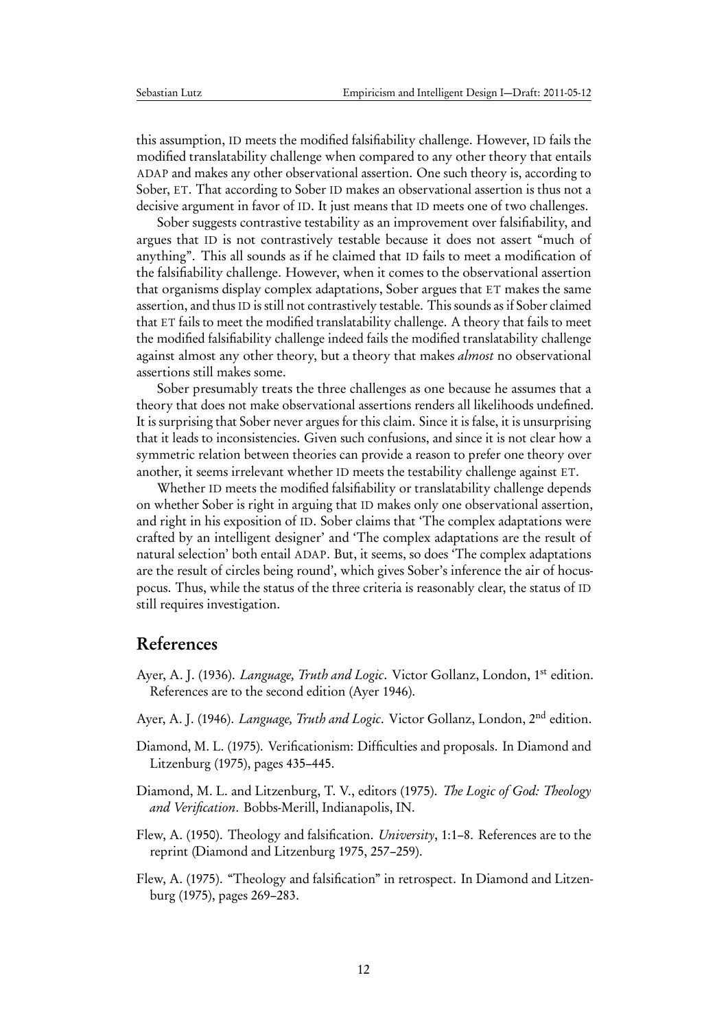this assumption, ID meets the modified falsifiability challenge. However, ID fails the modified translatability challenge when compared to any other theory that entails ADAP and makes any other observational assertion. One such theory is, according to Sober, ET. That according to Sober ID makes an observational assertion is thus not a decisive argument in favor of ID. It just means that ID meets one of two challenges.

Sober suggests contrastive testability as an improvement over falsifiability, and argues that ID is not contrastively testable because it does not assert "much of anything". This all sounds as if he claimed that ID fails to meet a modification of the falsifiability challenge. However, when it comes to the observational assertion that organisms display complex adaptations, Sober argues that ET makes the same assertion, and thus ID is still not contrastively testable. This sounds as if Sober claimed that ET fails to meet the modified translatability challenge. A theory that fails to meet the modified falsifiability challenge indeed fails the modified translatability challenge against almost any other theory, but a theory that makes *almost* no observational assertions still makes some.

Sober presumably treats the three challenges as one because he assumes that a theory that does not make observational assertions renders all likelihoods undefined. It is surprising that Sober never argues for this claim. Since it is false, it is unsurprising that it leads to inconsistencies. Given such confusions, and since it is not clear how a symmetric relation between theories can provide a reason to prefer one theory over another, it seems irrelevant whether ID meets the testability challenge against ET.

Whether ID meets the modified falsifiability or translatability challenge depends on whether Sober is right in arguing that ID makes only one observational assertion, and right in his exposition of ID. Sober claims that 'The complex adaptations were crafted by an intelligent designer' and 'The complex adaptations are the result of natural selection' both entail ADAP. But, it seems, so does 'The complex adaptations are the result of circles being round', which gives Sober's inference the air of hocus-pocus. Thus, while the status of the three criteria is reasonably clear, the status of ID still requires investigation.

## References

Ayer, A. J. (1936). *Language, Truth and Logic*. Victor Gollanz, London, 1st edition. References are to the second edition (Ayer 1946).

Ayer, A. J. (1946). *Language, Truth and Logic*. Victor Gollanz, London, 2nd edition.

Diamond, M. L. (1975). Verificationism: Difficulties and proposals. In Diamond and Litzenburg (1975), pages 435–445.

Diamond, M. L. and Litzenburg, T. V., editors (1975). *The Logic of God: Theology and Verification*. Bobbs-Merill, Indianapolis, IN.

Flew, A. (1950). Theology and falsification. *University*, 1:1–8. References are to the reprint (Diamond and Litzenburg 1975, 257–259).

Flew, A. (1975). "Theology and falsification" in retrospect. In Diamond and Litzenburg (1975), pages 269–283.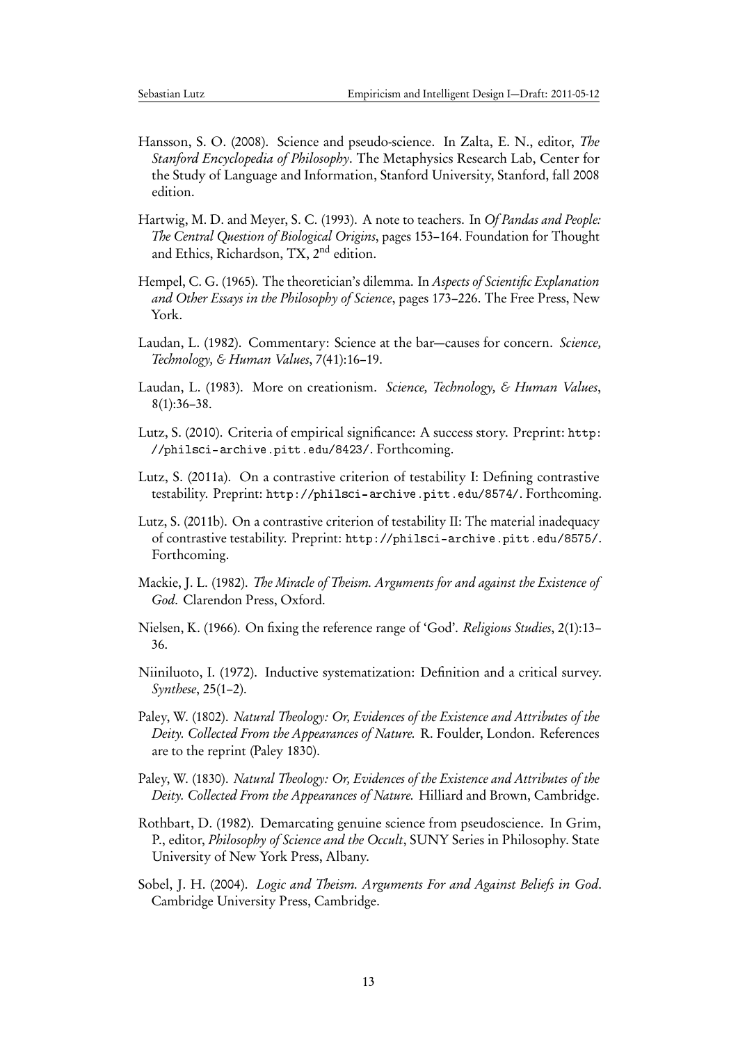Hansson, S. O. (2008). Science and pseudo-science. In Zalta, E. N., editor, *The Stanford Encyclopedia of Philosophy*. The Metaphysics Research Lab, Center for the Study of Language and Information, Stanford University, Stanford, fall 2008 edition.

Hartwig, M. D. and Meyer, S. C. (1993). A note to teachers. In *Of Pandas and People: The Central Question of Biological Origins*, pages 153–164. Foundation for Thought and Ethics, Richardson, TX, 2nd edition.

Hempel, C. G. (1965). The theoretician's dilemma. In *Aspects of Scientific Explanation and Other Essays in the Philosophy of Science*, pages 173–226. The Free Press, New York.

Laudan, L. (1982). Commentary: Science at the bar—causes for concern. *Science, Technology, & Human Values*, 7(41):16–19.

Laudan, L. (1983). More on creationism. *Science, Technology, & Human Values*, 8(1):36–38.

Lutz, S. (2010). Criteria of empirical significance: A success story. Preprint: `http://philsci-archive.pitt.edu/8423/`. Forthcoming.

Lutz, S. (2011a). On a contrastive criterion of testability I: Defining contrastive testability. Preprint: `http://philsci-archive.pitt.edu/8574/`. Forthcoming.

Lutz, S. (2011b). On a contrastive criterion of testability II: The material inadequacy of contrastive testability. Preprint: `http://philsci-archive.pitt.edu/8575/`. Forthcoming.

Mackie, J. L. (1982). *The Miracle of Theism. Arguments for and against the Existence of God*. Clarendon Press, Oxford.

Nielsen, K. (1966). On fixing the reference range of 'God'. *Religious Studies*, 2(1):13–36.

Niiniluoto, I. (1972). Inductive systematization: Definition and a critical survey. *Synthese*, 25(1–2).

Paley, W. (1802). *Natural Theology: Or, Evidences of the Existence and Attributes of the Deity. Collected From the Appearances of Nature.* R. Foulder, London. References are to the reprint (Paley 1830).

Paley, W. (1830). *Natural Theology: Or, Evidences of the Existence and Attributes of the Deity. Collected From the Appearances of Nature.* Hilliard and Brown, Cambridge.

Rothbart, D. (1982). Demarcating genuine science from pseudoscience. In Grim, P., editor, *Philosophy of Science and the Occult*, SUNY Series in Philosophy. State University of New York Press, Albany.

Sobel, J. H. (2004). *Logic and Theism. Arguments For and Against Beliefs in God*. Cambridge University Press, Cambridge.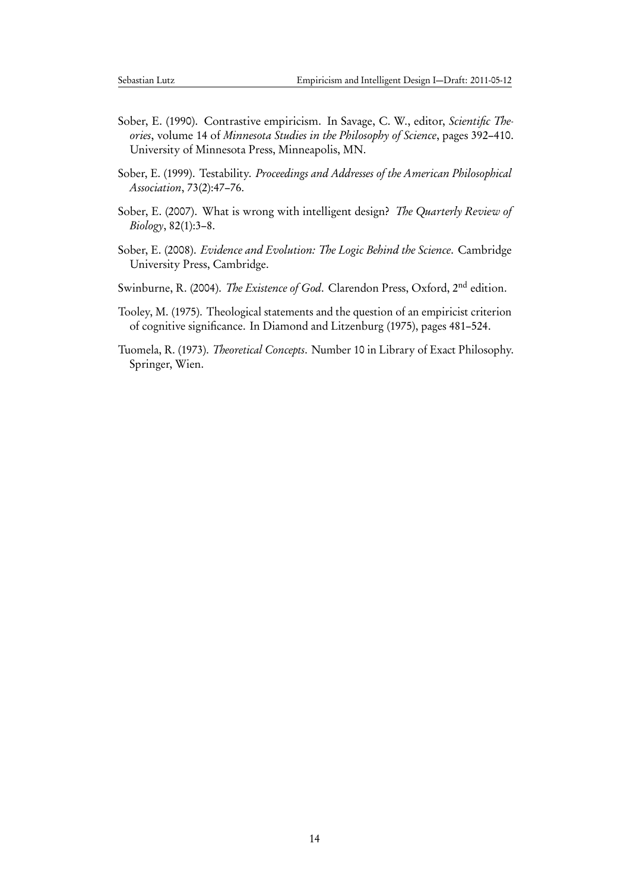Sober, E. (1990). Contrastive empiricism. In Savage, C. W., editor, *Scientific Theories*, volume 14 of *Minnesota Studies in the Philosophy of Science*, pages 392–410. University of Minnesota Press, Minneapolis, MN.

Sober, E. (1999). Testability. *Proceedings and Addresses of the American Philosophical Association*, 73(2):47–76.

Sober, E. (2007). What is wrong with intelligent design? *The Quarterly Review of Biology*, 82(1):3–8.

Sober, E. (2008). *Evidence and Evolution: The Logic Behind the Science*. Cambridge University Press, Cambridge.

Swinburne, R. (2004). *The Existence of God*. Clarendon Press, Oxford, 2nd edition.

Tooley, M. (1975). Theological statements and the question of an empiricist criterion of cognitive significance. In Diamond and Litzenburg (1975), pages 481–524.

Tuomela, R. (1973). *Theoretical Concepts*. Number 10 in Library of Exact Philosophy. Springer, Wien.